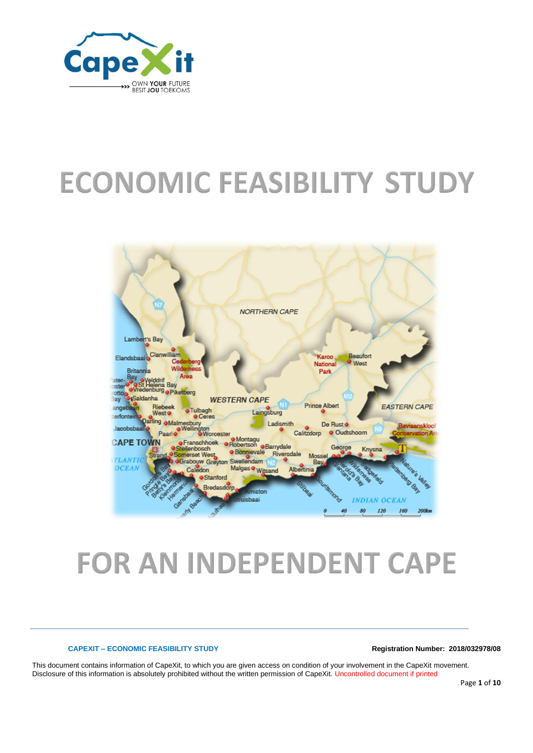# ECONOMIC FEASIBILITY STUDY

# FOR AN INDEPENDENT CAPE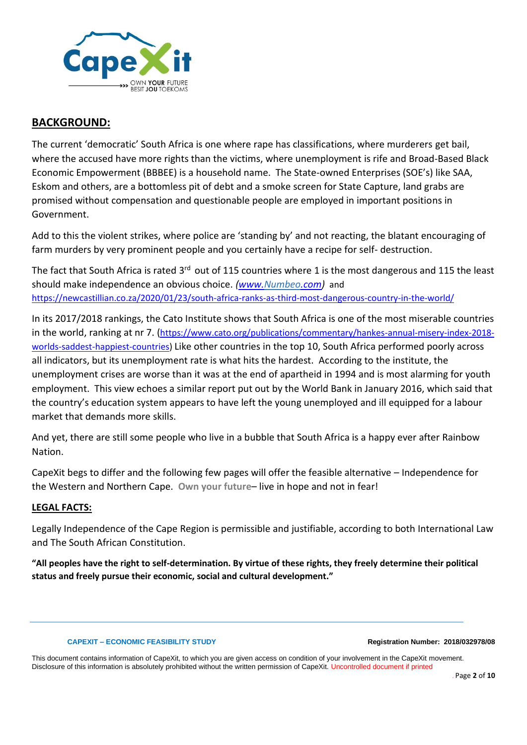## BACKGROUND:

The current 'democratic' South Africa is one where rape has classifications, where murderers get bail, where the accused have more rights than the victims, where unemployment is rife and Broad-Based Black Economic Empowerment (BBBEE) is a household name. The State-owned Enterprises (SOE's) like SAA, Eskom and others, are a bottomless pit of debt and a smoke screen for State Capture, land grabs are promised without compensation and questionable people are employed in important positions in Government.

Add to this the violent strikes, where police are 'standing by' and not reacting, the blatant encouraging of farm murders by very prominent people and you certainly have a recipe for self- destruction.

The fact that South Africa is rated 3rd out of 115 countries where 1 is the most dangerous and 115 the least should make independence an obvious choice. *(www.Numbeo.com)* and https://newcastillian.co.za/2020/01/23/south-africa-ranks-as-third-most-dangerous-country-in-the-world/

In its 2017/2018 rankings, the Cato Institute shows that South Africa is one of the most miserable countries in the world, ranking at nr 7. (https://www.cato.org/publications/commentary/hankes-annual-misery-index-2018-worlds-saddest-happiest-countries) Like other countries in the top 10, South Africa performed poorly across all indicators, but its unemployment rate is what hits the hardest. According to the institute, the unemployment crises are worse than it was at the end of apartheid in 1994 and is most alarming for youth employment. This view echoes a similar report put out by the World Bank in January 2016, which said that the country's education system appears to have left the young unemployed and ill equipped for a labour market that demands more skills.

And yet, there are still some people who live in a bubble that South Africa is a happy ever after Rainbow Nation.

CapeXit begs to differ and the following few pages will offer the feasible alternative – Independence for the Western and Northern Cape. **Own your future**– live in hope and not in fear!

## LEGAL FACTS:

Legally Independence of the Cape Region is permissible and justifiable, according to both International Law and The South African Constitution.

**"All peoples have the right to self-determination. By virtue of these rights, they freely determine their political status and freely pursue their economic, social and cultural development."**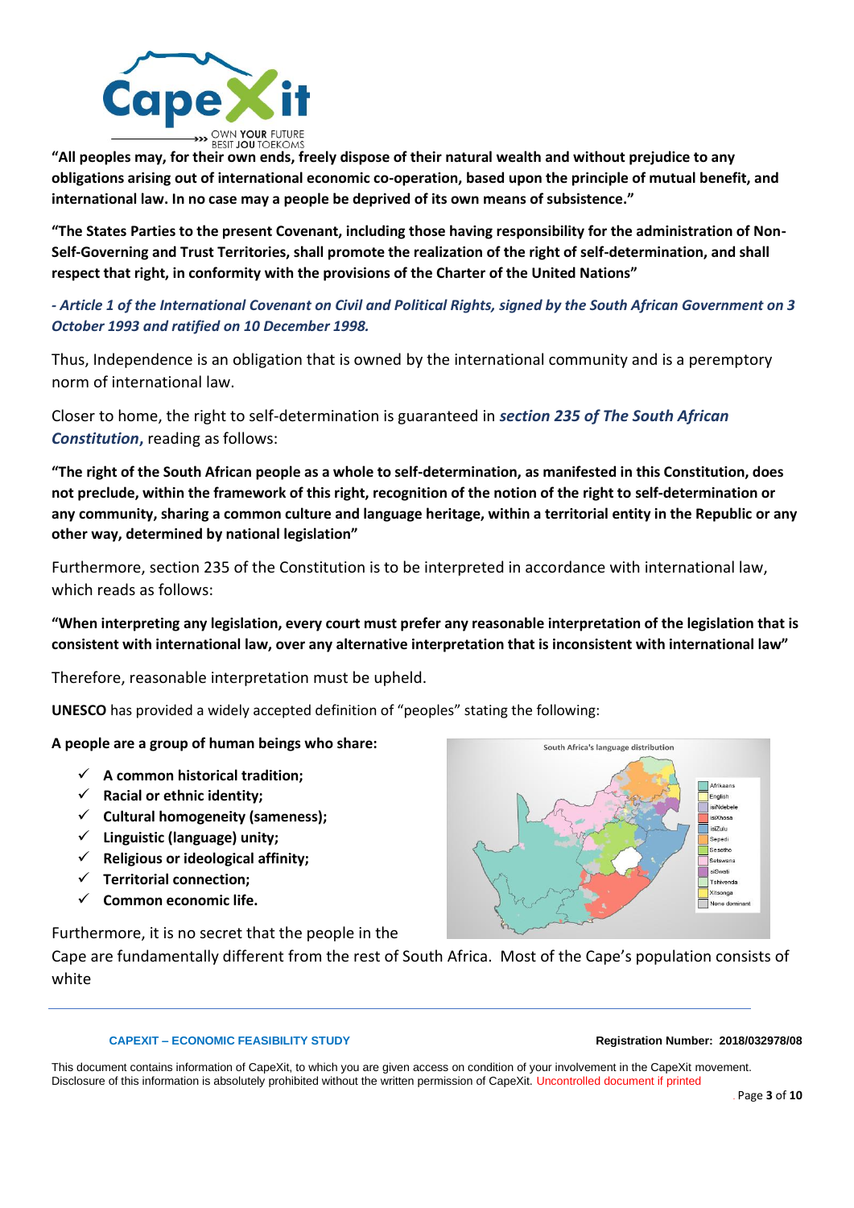**"All peoples may, for their own ends, freely dispose of their natural wealth and without prejudice to any obligations arising out of international economic co-operation, based upon the principle of mutual benefit, and international law. In no case may a people be deprived of its own means of subsistence."**

**"The States Parties to the present Covenant, including those having responsibility for the administration of Non-Self-Governing and Trust Territories, shall promote the realization of the right of self-determination, and shall respect that right, in conformity with the provisions of the Charter of the United Nations"**

***- Article 1 of the International Covenant on Civil and Political Rights, signed by the South African Government on 3 October 1993 and ratified on 10 December 1998.***

Thus, Independence is an obligation that is owned by the international community and is a peremptory norm of international law.

Closer to home, the right to self-determination is guaranteed in ***section 235 of The South African Constitution***, reading as follows:

**"The right of the South African people as a whole to self-determination, as manifested in this Constitution, does not preclude, within the framework of this right, recognition of the notion of the right to self-determination or any community, sharing a common culture and language heritage, within a territorial entity in the Republic or any other way, determined by national legislation"**

Furthermore, section 235 of the Constitution is to be interpreted in accordance with international law, which reads as follows:

**"When interpreting any legislation, every court must prefer any reasonable interpretation of the legislation that is consistent with international law, over any alternative interpretation that is inconsistent with international law"**

Therefore, reasonable interpretation must be upheld.

**UNESCO** has provided a widely accepted definition of "peoples" stating the following:

**A people are a group of human beings who share:**

- ✓ **A common historical tradition;**
- ✓ **Racial or ethnic identity;**
- ✓ **Cultural homogeneity (sameness);**
- ✓ **Linguistic (language) unity;**
- ✓ **Religious or ideological affinity;**
- ✓ **Territorial connection;**
- ✓ **Common economic life.**

South Africa's language distribution

Afrikaans, English, isiNdebele, isiXhosa, isiZulu, Sepedi, Sesotho, Setswana, siSwati, Tshivenda, Xitsonga, None dominant

Furthermore, it is no secret that the people in the Cape are fundamentally different from the rest of South Africa. Most of the Cape's population consists of white

This document contains information of CapeXit, to which you are given access on condition of your involvement in the CapeXit movement. Disclosure of this information is absolutely prohibited without the written permission of CapeXit. Uncontrolled document if printed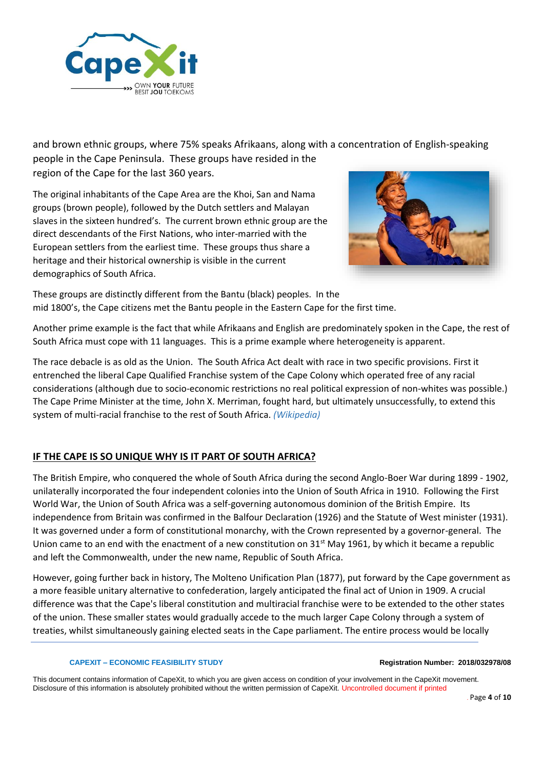and brown ethnic groups, where 75% speaks Afrikaans, along with a concentration of English-speaking people in the Cape Peninsula. These groups have resided in the region of the Cape for the last 360 years.

The original inhabitants of the Cape Area are the Khoi, San and Nama groups (brown people), followed by the Dutch settlers and Malayan slaves in the sixteen hundred's. The current brown ethnic group are the direct descendants of the First Nations, who inter-married with the European settlers from the earliest time. These groups thus share a heritage and their historical ownership is visible in the current demographics of South Africa.

These groups are distinctly different from the Bantu (black) peoples. In the mid 1800's, the Cape citizens met the Bantu people in the Eastern Cape for the first time.

Another prime example is the fact that while Afrikaans and English are predominately spoken in the Cape, the rest of South Africa must cope with 11 languages. This is a prime example where heterogeneity is apparent.

The race debacle is as old as the Union. The South Africa Act dealt with race in two specific provisions. First it entrenched the liberal Cape Qualified Franchise system of the Cape Colony which operated free of any racial considerations (although due to socio-economic restrictions no real political expression of non-whites was possible.) The Cape Prime Minister at the time, John X. Merriman, fought hard, but ultimately unsuccessfully, to extend this system of multi-racial franchise to the rest of South Africa. *(Wikipedia)*

## IF THE CAPE IS SO UNIQUE WHY IS IT PART OF SOUTH AFRICA?

The British Empire, who conquered the whole of South Africa during the second Anglo-Boer War during 1899 - 1902, unilaterally incorporated the four independent colonies into the Union of South Africa in 1910. Following the First World War, the Union of South Africa was a self-governing autonomous dominion of the British Empire. Its independence from Britain was confirmed in the Balfour Declaration (1926) and the Statute of West minister (1931). It was governed under a form of constitutional monarchy, with the Crown represented by a governor-general. The Union came to an end with the enactment of a new constitution on 31st May 1961, by which it became a republic and left the Commonwealth, under the new name, Republic of South Africa.

However, going further back in history, The Molteno Unification Plan (1877), put forward by the Cape government as a more feasible unitary alternative to confederation, largely anticipated the final act of Union in 1909. A crucial difference was that the Cape's liberal constitution and multiracial franchise were to be extended to the other states of the union. These smaller states would gradually accede to the much larger Cape Colony through a system of treaties, whilst simultaneously gaining elected seats in the Cape parliament. The entire process would be locally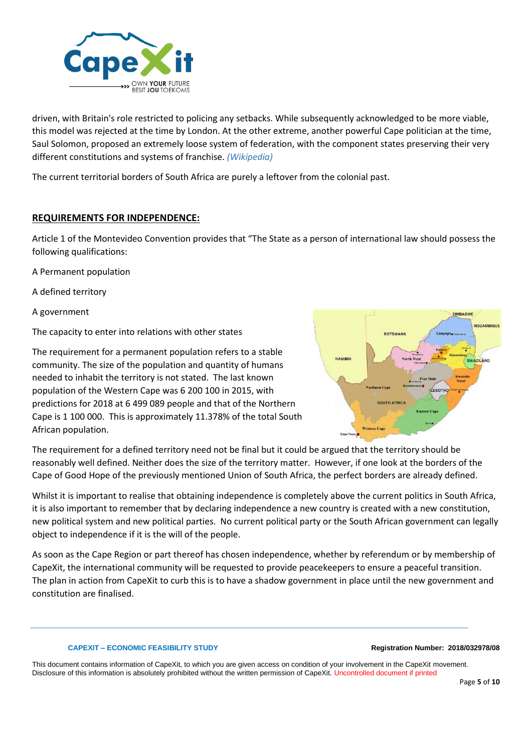driven, with Britain's role restricted to policing any setbacks. While subsequently acknowledged to be more viable, this model was rejected at the time by London. At the other extreme, another powerful Cape politician at the time, Saul Solomon, proposed an extremely loose system of federation, with the component states preserving their very different constitutions and systems of franchise. *(Wikipedia)*

The current territorial borders of South Africa are purely a leftover from the colonial past.

## REQUIREMENTS FOR INDEPENDENCE:

Article 1 of the Montevideo Convention provides that "The State as a person of international law should possess the following qualifications:

A Permanent population

A defined territory

A government

The capacity to enter into relations with other states

The requirement for a permanent population refers to a stable community. The size of the population and quantity of humans needed to inhabit the territory is not stated. The last known population of the Western Cape was 6 200 100 in 2015, with predictions for 2018 at 6 499 089 people and that of the Northern Cape is 1 100 000. This is approximately 11.378% of the total South African population.

The requirement for a defined territory need not be final but it could be argued that the territory should be reasonably well defined. Neither does the size of the territory matter. However, if one look at the borders of the Cape of Good Hope of the previously mentioned Union of South Africa, the perfect borders are already defined.

Whilst it is important to realise that obtaining independence is completely above the current politics in South Africa, it is also important to remember that by declaring independence a new country is created with a new constitution, new political system and new political parties. No current political party or the South African government can legally object to independence if it is the will of the people.

As soon as the Cape Region or part thereof has chosen independence, whether by referendum or by membership of CapeXit, the international community will be requested to provide peacekeepers to ensure a peaceful transition. The plan in action from CapeXit to curb this is to have a shadow government in place until the new government and constitution are finalised.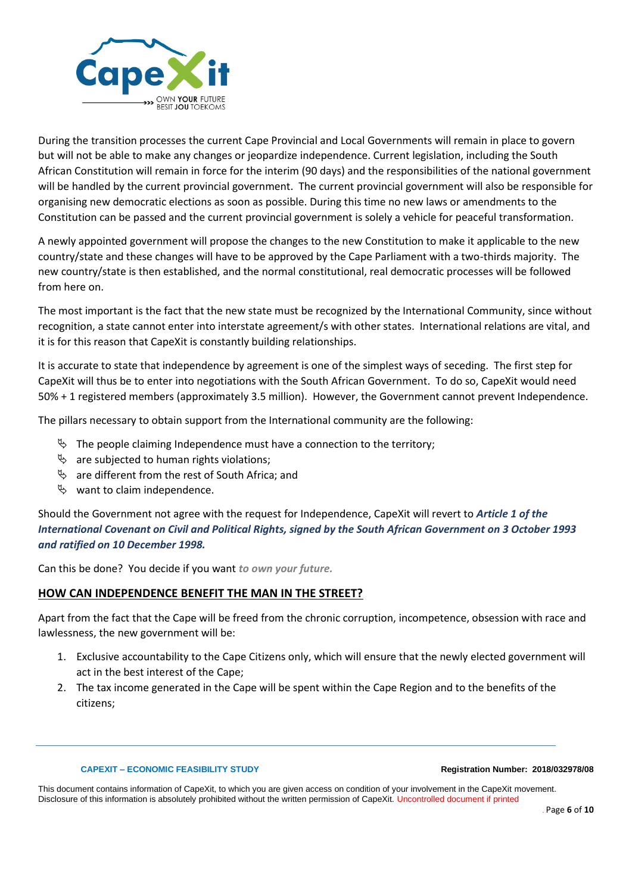During the transition processes the current Cape Provincial and Local Governments will remain in place to govern but will not be able to make any changes or jeopardize independence. Current legislation, including the South African Constitution will remain in force for the interim (90 days) and the responsibilities of the national government will be handled by the current provincial government. The current provincial government will also be responsible for organising new democratic elections as soon as possible. During this time no new laws or amendments to the Constitution can be passed and the current provincial government is solely a vehicle for peaceful transformation.

A newly appointed government will propose the changes to the new Constitution to make it applicable to the new country/state and these changes will have to be approved by the Cape Parliament with a two-thirds majority. The new country/state is then established, and the normal constitutional, real democratic processes will be followed from here on.

The most important is the fact that the new state must be recognized by the International Community, since without recognition, a state cannot enter into interstate agreement/s with other states. International relations are vital, and it is for this reason that CapeXit is constantly building relationships.

It is accurate to state that independence by agreement is one of the simplest ways of seceding. The first step for CapeXit will thus be to enter into negotiations with the South African Government. To do so, CapeXit would need 50% + 1 registered members (approximately 3.5 million). However, the Government cannot prevent Independence.

The pillars necessary to obtain support from the International community are the following:

- The people claiming Independence must have a connection to the territory;
- are subjected to human rights violations;
- are different from the rest of South Africa; and
- want to claim independence.

Should the Government not agree with the request for Independence, CapeXit will revert to ***Article 1 of the International Covenant on Civil and Political Rights, signed by the South African Government on 3 October 1993 and ratified on 10 December 1998.***

Can this be done? You decide if you want ***to own your future.***

## HOW CAN INDEPENDENCE BENEFIT THE MAN IN THE STREET?

Apart from the fact that the Cape will be freed from the chronic corruption, incompetence, obsession with race and lawlessness, the new government will be:

1. Exclusive accountability to the Cape Citizens only, which will ensure that the newly elected government will act in the best interest of the Cape;
2. The tax income generated in the Cape will be spent within the Cape Region and to the benefits of the citizens;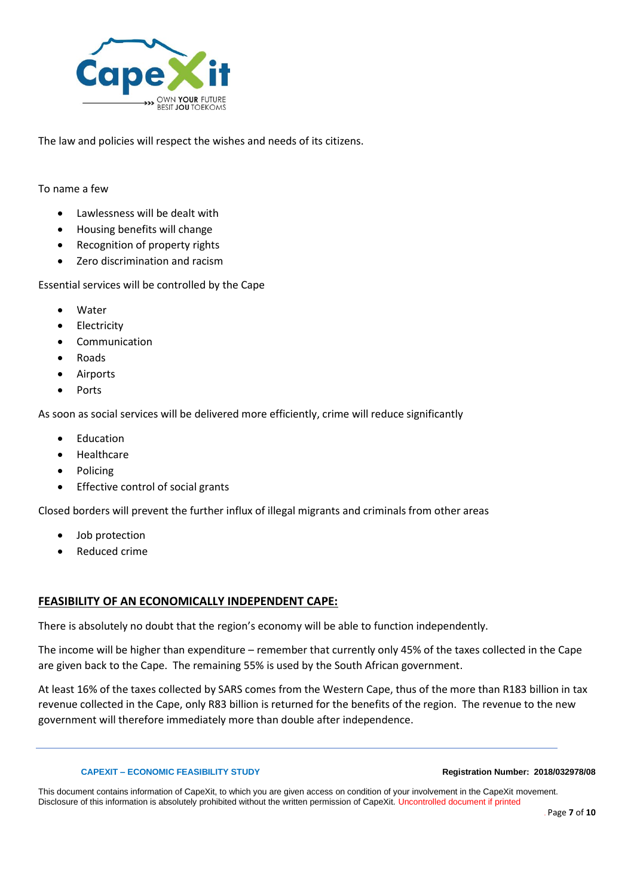The law and policies will respect the wishes and needs of its citizens.

To name a few

- Lawlessness will be dealt with
- Housing benefits will change
- Recognition of property rights
- Zero discrimination and racism

Essential services will be controlled by the Cape

- Water
- Electricity
- Communication
- Roads
- Airports
- Ports

As soon as social services will be delivered more efficiently, crime will reduce significantly

- Education
- Healthcare
- Policing
- Effective control of social grants

Closed borders will prevent the further influx of illegal migrants and criminals from other areas

- Job protection
- Reduced crime

## FEASIBILITY OF AN ECONOMICALLY INDEPENDENT CAPE:

There is absolutely no doubt that the region's economy will be able to function independently.

The income will be higher than expenditure – remember that currently only 45% of the taxes collected in the Cape are given back to the Cape. The remaining 55% is used by the South African government.

At least 16% of the taxes collected by SARS comes from the Western Cape, thus of the more than R183 billion in tax revenue collected in the Cape, only R83 billion is returned for the benefits of the region. The revenue to the new government will therefore immediately more than double after independence.

This document contains information of CapeXit, to which you are given access on condition of your involvement in the CapeXit movement. Disclosure of this information is absolutely prohibited without the written permission of CapeXit. Uncontrolled document if printed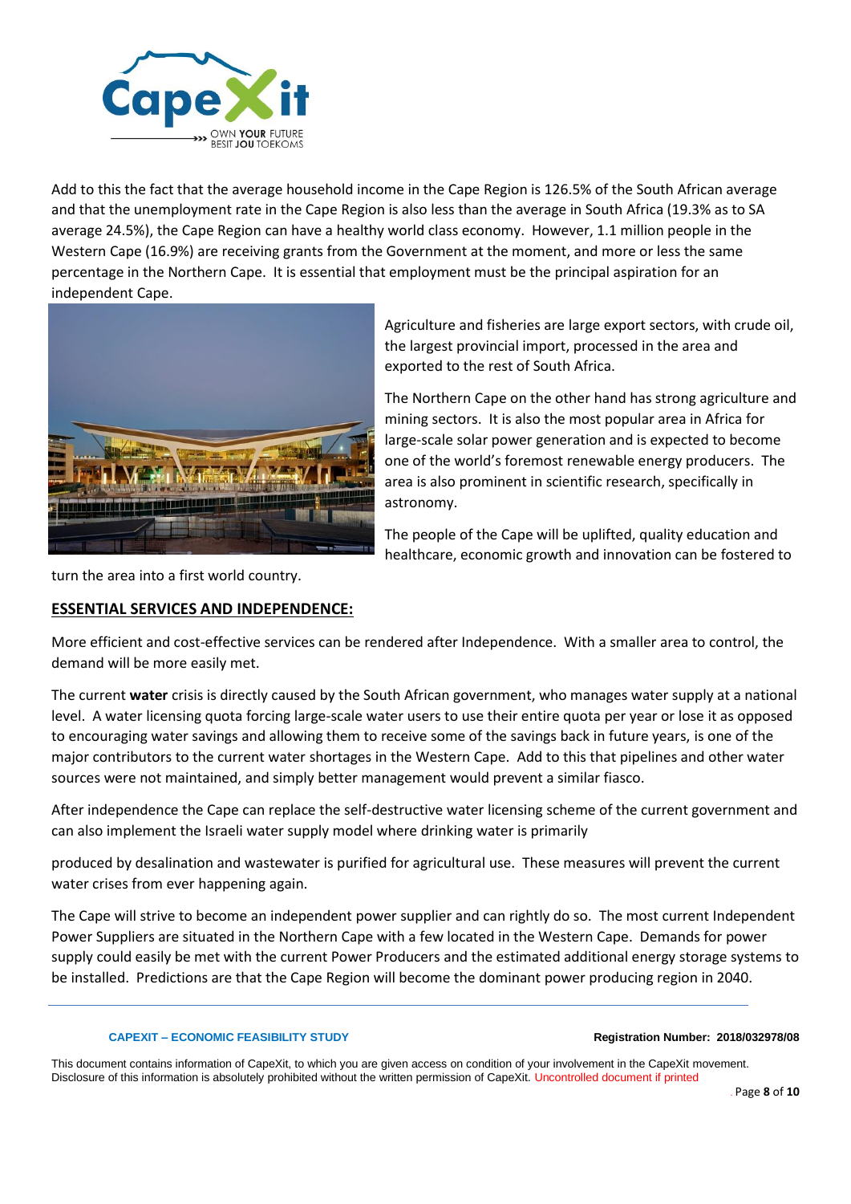Add to this the fact that the average household income in the Cape Region is 126.5% of the South African average and that the unemployment rate in the Cape Region is also less than the average in South Africa (19.3% as to SA average 24.5%), the Cape Region can have a healthy world class economy. However, 1.1 million people in the Western Cape (16.9%) are receiving grants from the Government at the moment, and more or less the same percentage in the Northern Cape. It is essential that employment must be the principal aspiration for an independent Cape.

Agriculture and fisheries are large export sectors, with crude oil, the largest provincial import, processed in the area and exported to the rest of South Africa.

The Northern Cape on the other hand has strong agriculture and mining sectors. It is also the most popular area in Africa for large-scale solar power generation and is expected to become one of the world's foremost renewable energy producers. The area is also prominent in scientific research, specifically in astronomy.

The people of the Cape will be uplifted, quality education and healthcare, economic growth and innovation can be fostered to turn the area into a first world country.

## ESSENTIAL SERVICES AND INDEPENDENCE:

More efficient and cost-effective services can be rendered after Independence. With a smaller area to control, the demand will be more easily met.

The current **water** crisis is directly caused by the South African government, who manages water supply at a national level. A water licensing quota forcing large-scale water users to use their entire quota per year or lose it as opposed to encouraging water savings and allowing them to receive some of the savings back in future years, is one of the major contributors to the current water shortages in the Western Cape. Add to this that pipelines and other water sources were not maintained, and simply better management would prevent a similar fiasco.

After independence the Cape can replace the self-destructive water licensing scheme of the current government and can also implement the Israeli water supply model where drinking water is primarily produced by desalination and wastewater is purified for agricultural use. These measures will prevent the current water crises from ever happening again.

The Cape will strive to become an independent power supplier and can rightly do so. The most current Independent Power Suppliers are situated in the Northern Cape with a few located in the Western Cape. Demands for power supply could easily be met with the current Power Producers and the estimated additional energy storage systems to be installed. Predictions are that the Cape Region will become the dominant power producing region in 2040.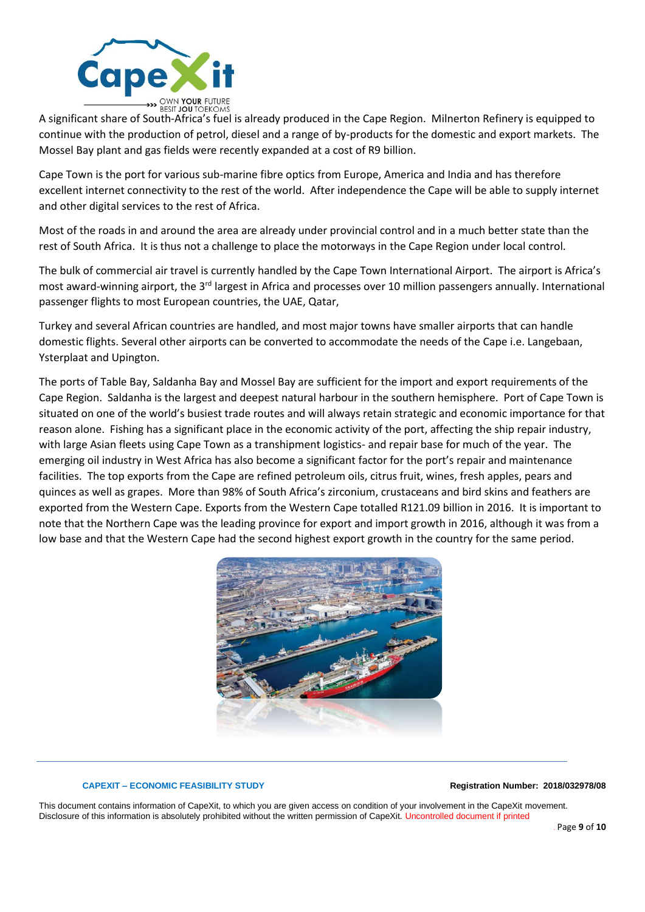A significant share of South-Africa's fuel is already produced in the Cape Region. Milnerton Refinery is equipped to continue with the production of petrol, diesel and a range of by-products for the domestic and export markets. The Mossel Bay plant and gas fields were recently expanded at a cost of R9 billion.

Cape Town is the port for various sub-marine fibre optics from Europe, America and India and has therefore excellent internet connectivity to the rest of the world. After independence the Cape will be able to supply internet and other digital services to the rest of Africa.

Most of the roads in and around the area are already under provincial control and in a much better state than the rest of South Africa. It is thus not a challenge to place the motorways in the Cape Region under local control.

The bulk of commercial air travel is currently handled by the Cape Town International Airport. The airport is Africa's most award-winning airport, the 3rd largest in Africa and processes over 10 million passengers annually. International passenger flights to most European countries, the UAE, Qatar,

Turkey and several African countries are handled, and most major towns have smaller airports that can handle domestic flights. Several other airports can be converted to accommodate the needs of the Cape i.e. Langebaan, Ysterplaat and Upington.

The ports of Table Bay, Saldanha Bay and Mossel Bay are sufficient for the import and export requirements of the Cape Region. Saldanha is the largest and deepest natural harbour in the southern hemisphere. Port of Cape Town is situated on one of the world's busiest trade routes and will always retain strategic and economic importance for that reason alone. Fishing has a significant place in the economic activity of the port, affecting the ship repair industry, with large Asian fleets using Cape Town as a transhipment logistics- and repair base for much of the year. The emerging oil industry in West Africa has also become a significant factor for the port's repair and maintenance facilities. The top exports from the Cape are refined petroleum oils, citrus fruit, wines, fresh apples, pears and quinces as well as grapes. More than 98% of South Africa's zirconium, crustaceans and bird skins and feathers are exported from the Western Cape. Exports from the Western Cape totalled R121.09 billion in 2016. It is important to note that the Northern Cape was the leading province for export and import growth in 2016, although it was from a low base and that the Western Cape had the second highest export growth in the country for the same period.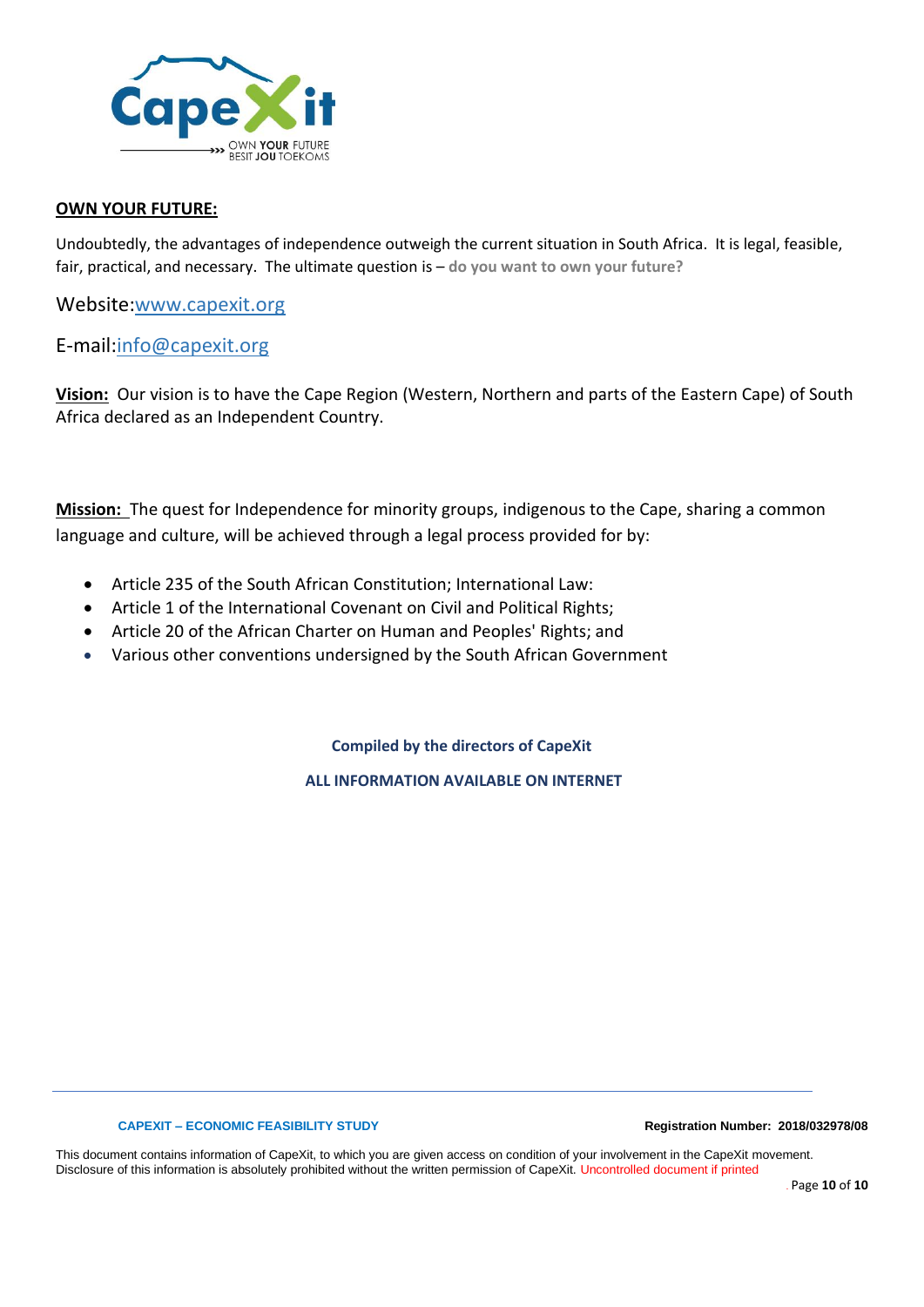**OWN YOUR FUTURE:**

Undoubtedly, the advantages of independence outweigh the current situation in South Africa. It is legal, feasible, fair, practical, and necessary. The ultimate question is – **do you want to own your future?**

Website:www.capexit.org

E-mail:info@capexit.org

**Vision:** Our vision is to have the Cape Region (Western, Northern and parts of the Eastern Cape) of South Africa declared as an Independent Country.

**Mission:** The quest for Independence for minority groups, indigenous to the Cape, sharing a common language and culture, will be achieved through a legal process provided for by:

- Article 235 of the South African Constitution; International Law:
- Article 1 of the International Covenant on Civil and Political Rights;
- Article 20 of the African Charter on Human and Peoples' Rights; and
- Various other conventions undersigned by the South African Government

**Compiled by the directors of CapeXit**

**ALL INFORMATION AVAILABLE ON INTERNET**